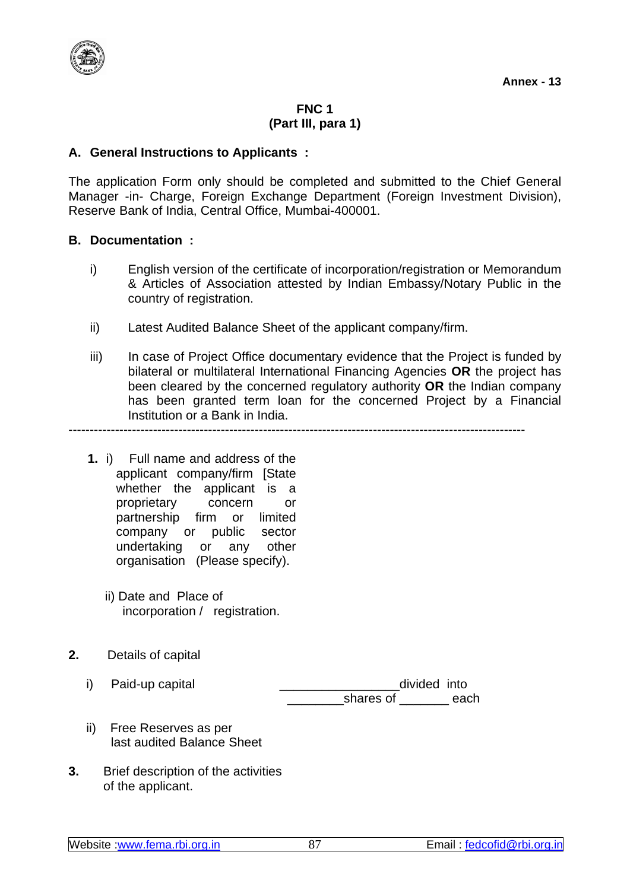**Annex - 13**

**FNC 1**
**(Part III, para 1)**

**A. General Instructions to Applicants :**

The application Form only should be completed and submitted to the Chief General Manager -in- Charge, Foreign Exchange Department (Foreign Investment Division), Reserve Bank of India, Central Office, Mumbai-400001.

**B. Documentation :**

i) English version of the certificate of incorporation/registration or Memorandum & Articles of Association attested by Indian Embassy/Notary Public in the country of registration.

ii) Latest Audited Balance Sheet of the applicant company/firm.

iii) In case of Project Office documentary evidence that the Project is funded by bilateral or multilateral International Financing Agencies **OR** the project has been cleared by the concerned regulatory authority **OR** the Indian company has been granted term loan for the concerned Project by a Financial Institution or a Bank in India.

---

**1.** i) Full name and address of the applicant company/firm [State whether the applicant is a proprietary concern or partnership firm or limited company or public sector undertaking or any other organisation (Please specify).

ii) Date and Place of incorporation / registration.

**2.** Details of capital

i) Paid-up capital ________________divided into ________shares of _______ each

ii) Free Reserves as per last audited Balance Sheet

**3.** Brief description of the activities of the applicant.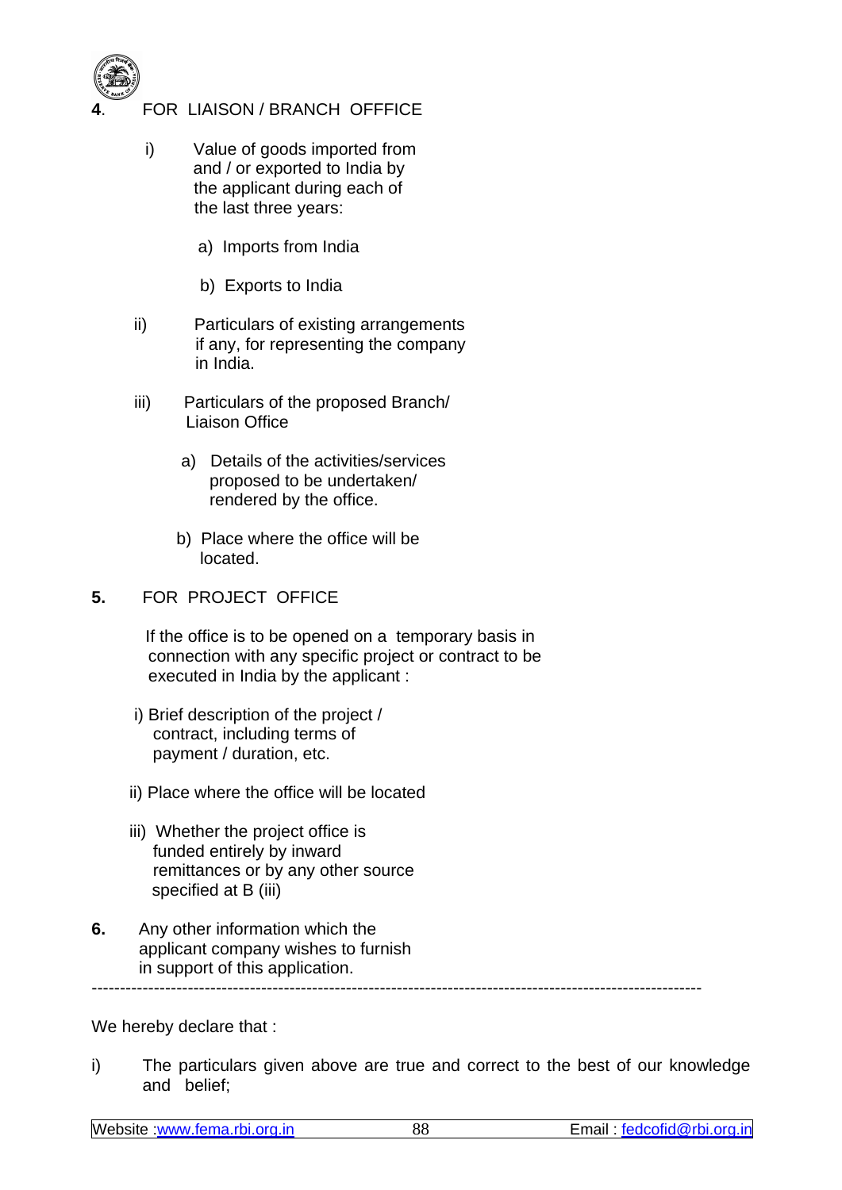**4**. FOR LIAISON / BRANCH OFFFICE

i) Value of goods imported from and / or exported to India by the applicant during each of the last three years:

a) Imports from India

b) Exports to India

ii) Particulars of existing arrangements if any, for representing the company in India.

iii) Particulars of the proposed Branch/ Liaison Office

a) Details of the activities/services proposed to be undertaken/ rendered by the office.

b) Place where the office will be located.

**5.** FOR PROJECT OFFICE

If the office is to be opened on a temporary basis in connection with any specific project or contract to be executed in India by the applicant :

i) Brief description of the project / contract, including terms of payment / duration, etc.

ii) Place where the office will be located

iii) Whether the project office is funded entirely by inward remittances or by any other source specified at B (iii)

**6.** Any other information which the applicant company wishes to furnish in support of this application.

---

We hereby declare that :

i) The particulars given above are true and correct to the best of our knowledge and belief;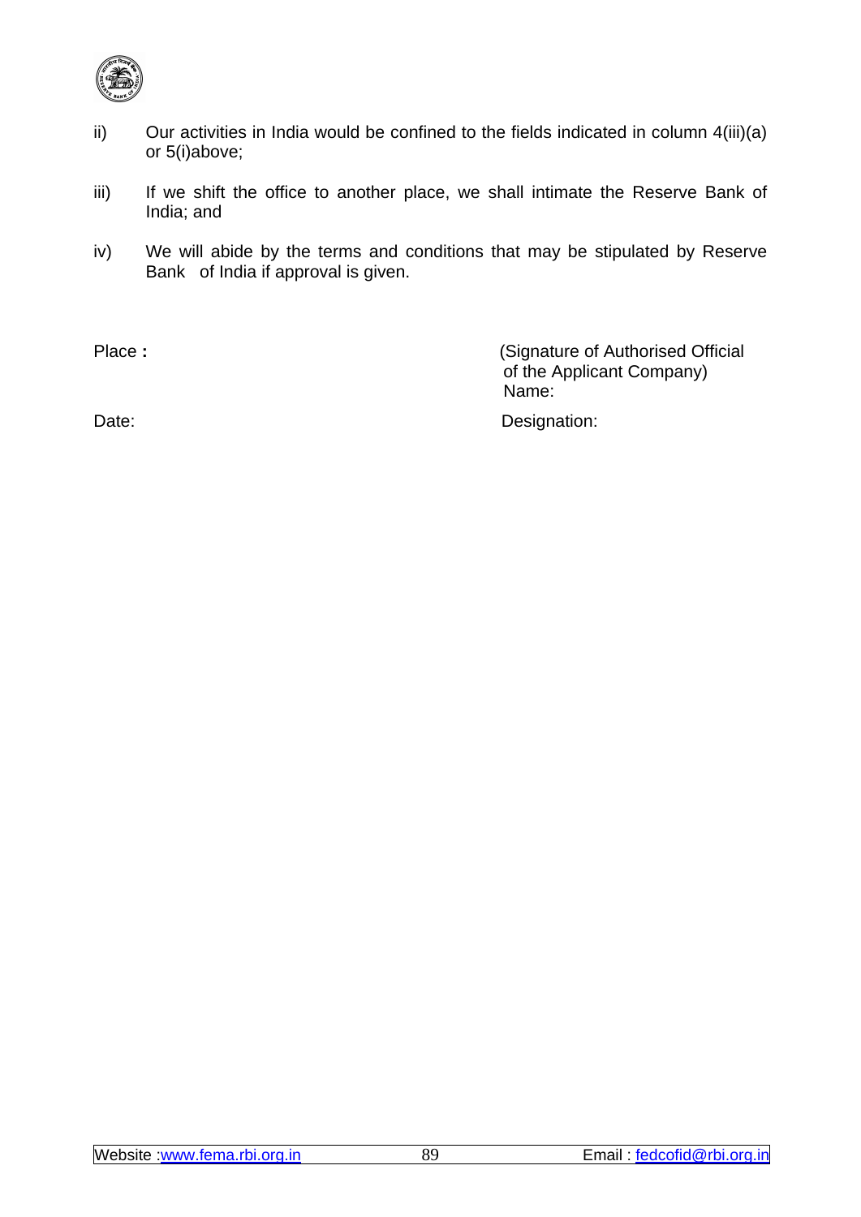ii) Our activities in India would be confined to the fields indicated in column 4(iii)(a) or 5(i)above;

iii) If we shift the office to another place, we shall intimate the Reserve Bank of India; and

iv) We will abide by the terms and conditions that may be stipulated by Reserve Bank of India if approval is given.

Place **:**

(Signature of Authorised Official of the Applicant Company)
Name:

Date:

Designation: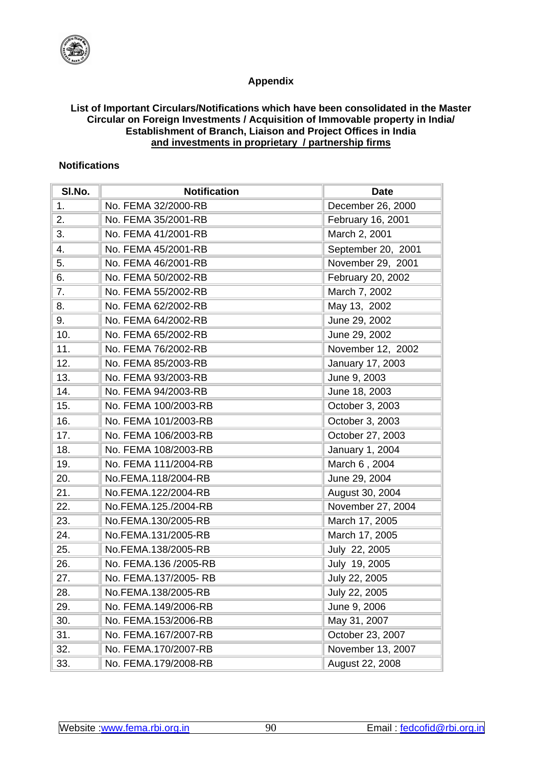## Appendix

**List of Important Circulars/Notifications which have been consolidated in the Master Circular on Foreign Investments / Acquisition of Immovable property in India/ Establishment of Branch, Liaison and Project Offices in India and investments in proprietary / partnership firms**

**Notifications**

| Sl.No. | Notification | Date |
|---|---|---|
| 1. | No. FEMA 32/2000-RB | December 26, 2000 |
| 2. | No. FEMA 35/2001-RB | February 16, 2001 |
| 3. | No. FEMA 41/2001-RB | March 2, 2001 |
| 4. | No. FEMA 45/2001-RB | September 20, 2001 |
| 5. | No. FEMA 46/2001-RB | November 29, 2001 |
| 6. | No. FEMA 50/2002-RB | February 20, 2002 |
| 7. | No. FEMA 55/2002-RB | March 7, 2002 |
| 8. | No. FEMA 62/2002-RB | May 13, 2002 |
| 9. | No. FEMA 64/2002-RB | June 29, 2002 |
| 10. | No. FEMA 65/2002-RB | June 29, 2002 |
| 11. | No. FEMA 76/2002-RB | November 12, 2002 |
| 12. | No. FEMA 85/2003-RB | January 17, 2003 |
| 13. | No. FEMA 93/2003-RB | June 9, 2003 |
| 14. | No. FEMA 94/2003-RB | June 18, 2003 |
| 15. | No. FEMA 100/2003-RB | October 3, 2003 |
| 16. | No. FEMA 101/2003-RB | October 3, 2003 |
| 17. | No. FEMA 106/2003-RB | October 27, 2003 |
| 18. | No. FEMA 108/2003-RB | January 1, 2004 |
| 19. | No. FEMA 111/2004-RB | March 6 , 2004 |
| 20. | No.FEMA.118/2004-RB | June 29, 2004 |
| 21. | No.FEMA.122/2004-RB | August 30, 2004 |
| 22. | No.FEMA.125./2004-RB | November 27, 2004 |
| 23. | No.FEMA.130/2005-RB | March 17, 2005 |
| 24. | No.FEMA.131/2005-RB | March 17, 2005 |
| 25. | No.FEMA.138/2005-RB | July 22, 2005 |
| 26. | No. FEMA.136 /2005-RB | July 19, 2005 |
| 27. | No. FEMA.137/2005- RB | July 22, 2005 |
| 28. | No.FEMA.138/2005-RB | July 22, 2005 |
| 29. | No. FEMA.149/2006-RB | June 9, 2006 |
| 30. | No. FEMA.153/2006-RB | May 31, 2007 |
| 31. | No. FEMA.167/2007-RB | October 23, 2007 |
| 32. | No. FEMA.170/2007-RB | November 13, 2007 |
| 33. | No. FEMA.179/2008-RB | August 22, 2008 |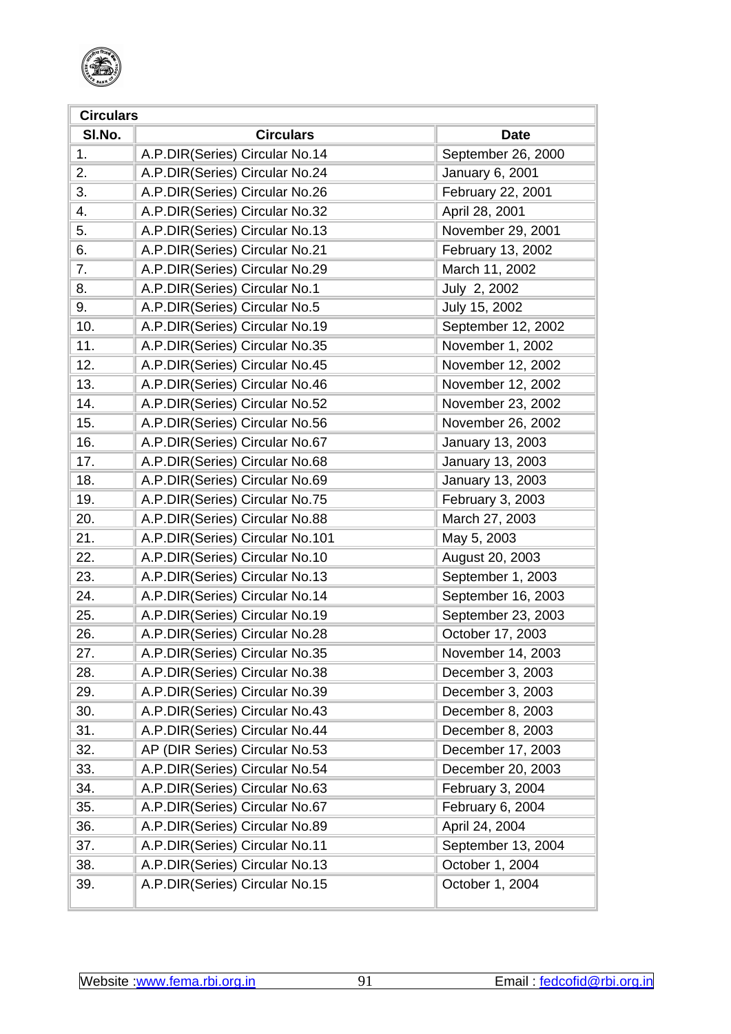| Circulars | | |
|---|---|---|
| Sl.No. | Circulars | Date |
| 1. | A.P.DIR(Series) Circular No.14 | September 26, 2000 |
| 2. | A.P.DIR(Series) Circular No.24 | January 6, 2001 |
| 3. | A.P.DIR(Series) Circular No.26 | February 22, 2001 |
| 4. | A.P.DIR(Series) Circular No.32 | April 28, 2001 |
| 5. | A.P.DIR(Series) Circular No.13 | November 29, 2001 |
| 6. | A.P.DIR(Series) Circular No.21 | February 13, 2002 |
| 7. | A.P.DIR(Series) Circular No.29 | March 11, 2002 |
| 8. | A.P.DIR(Series) Circular No.1 | July 2, 2002 |
| 9. | A.P.DIR(Series) Circular No.5 | July 15, 2002 |
| 10. | A.P.DIR(Series) Circular No.19 | September 12, 2002 |
| 11. | A.P.DIR(Series) Circular No.35 | November 1, 2002 |
| 12. | A.P.DIR(Series) Circular No.45 | November 12, 2002 |
| 13. | A.P.DIR(Series) Circular No.46 | November 12, 2002 |
| 14. | A.P.DIR(Series) Circular No.52 | November 23, 2002 |
| 15. | A.P.DIR(Series) Circular No.56 | November 26, 2002 |
| 16. | A.P.DIR(Series) Circular No.67 | January 13, 2003 |
| 17. | A.P.DIR(Series) Circular No.68 | January 13, 2003 |
| 18. | A.P.DIR(Series) Circular No.69 | January 13, 2003 |
| 19. | A.P.DIR(Series) Circular No.75 | February 3, 2003 |
| 20. | A.P.DIR(Series) Circular No.88 | March 27, 2003 |
| 21. | A.P.DIR(Series) Circular No.101 | May 5, 2003 |
| 22. | A.P.DIR(Series) Circular No.10 | August 20, 2003 |
| 23. | A.P.DIR(Series) Circular No.13 | September 1, 2003 |
| 24. | A.P.DIR(Series) Circular No.14 | September 16, 2003 |
| 25. | A.P.DIR(Series) Circular No.19 | September 23, 2003 |
| 26. | A.P.DIR(Series) Circular No.28 | October 17, 2003 |
| 27. | A.P.DIR(Series) Circular No.35 | November 14, 2003 |
| 28. | A.P.DIR(Series) Circular No.38 | December 3, 2003 |
| 29. | A.P.DIR(Series) Circular No.39 | December 3, 2003 |
| 30. | A.P.DIR(Series) Circular No.43 | December 8, 2003 |
| 31. | A.P.DIR(Series) Circular No.44 | December 8, 2003 |
| 32. | AP (DIR Series) Circular No.53 | December 17, 2003 |
| 33. | A.P.DIR(Series) Circular No.54 | December 20, 2003 |
| 34. | A.P.DIR(Series) Circular No.63 | February 3, 2004 |
| 35. | A.P.DIR(Series) Circular No.67 | February 6, 2004 |
| 36. | A.P.DIR(Series) Circular No.89 | April 24, 2004 |
| 37. | A.P.DIR(Series) Circular No.11 | September 13, 2004 |
| 38. | A.P.DIR(Series) Circular No.13 | October 1, 2004 |
| 39. | A.P.DIR(Series) Circular No.15 | October 1, 2004 |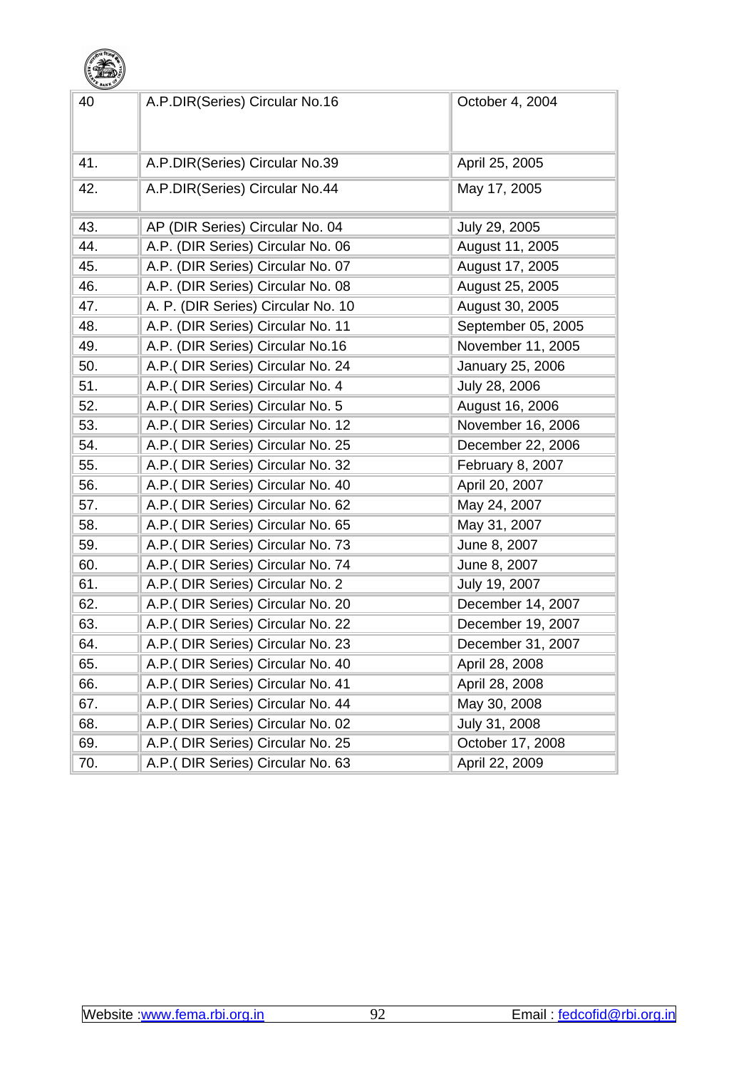| | | |
|---|---|---|
| 40 | A.P.DIR(Series) Circular No.16 | October 4, 2004 |
| 41. | A.P.DIR(Series) Circular No.39 | April 25, 2005 |
| 42. | A.P.DIR(Series) Circular No.44 | May 17, 2005 |
| 43. | AP (DIR Series) Circular No. 04 | July 29, 2005 |
| 44. | A.P. (DIR Series) Circular No. 06 | August 11, 2005 |
| 45. | A.P. (DIR Series) Circular No. 07 | August 17, 2005 |
| 46. | A.P. (DIR Series) Circular No. 08 | August 25, 2005 |
| 47. | A. P. (DIR Series) Circular No. 10 | August 30, 2005 |
| 48. | A.P. (DIR Series) Circular No. 11 | September 05, 2005 |
| 49. | A.P. (DIR Series) Circular No.16 | November 11, 2005 |
| 50. | A.P.( DIR Series) Circular No. 24 | January 25, 2006 |
| 51. | A.P.( DIR Series) Circular No. 4 | July 28, 2006 |
| 52. | A.P.( DIR Series) Circular No. 5 | August 16, 2006 |
| 53. | A.P.( DIR Series) Circular No. 12 | November 16, 2006 |
| 54. | A.P.( DIR Series) Circular No. 25 | December 22, 2006 |
| 55. | A.P.( DIR Series) Circular No. 32 | February 8, 2007 |
| 56. | A.P.( DIR Series) Circular No. 40 | April 20, 2007 |
| 57. | A.P.( DIR Series) Circular No. 62 | May 24, 2007 |
| 58. | A.P.( DIR Series) Circular No. 65 | May 31, 2007 |
| 59. | A.P.( DIR Series) Circular No. 73 | June 8, 2007 |
| 60. | A.P.( DIR Series) Circular No. 74 | June 8, 2007 |
| 61. | A.P.( DIR Series) Circular No. 2 | July 19, 2007 |
| 62. | A.P.( DIR Series) Circular No. 20 | December 14, 2007 |
| 63. | A.P.( DIR Series) Circular No. 22 | December 19, 2007 |
| 64. | A.P.( DIR Series) Circular No. 23 | December 31, 2007 |
| 65. | A.P.( DIR Series) Circular No. 40 | April 28, 2008 |
| 66. | A.P.( DIR Series) Circular No. 41 | April 28, 2008 |
| 67. | A.P.( DIR Series) Circular No. 44 | May 30, 2008 |
| 68. | A.P.( DIR Series) Circular No. 02 | July 31, 2008 |
| 69. | A.P.( DIR Series) Circular No. 25 | October 17, 2008 |
| 70. | A.P.( DIR Series) Circular No. 63 | April 22, 2009 |